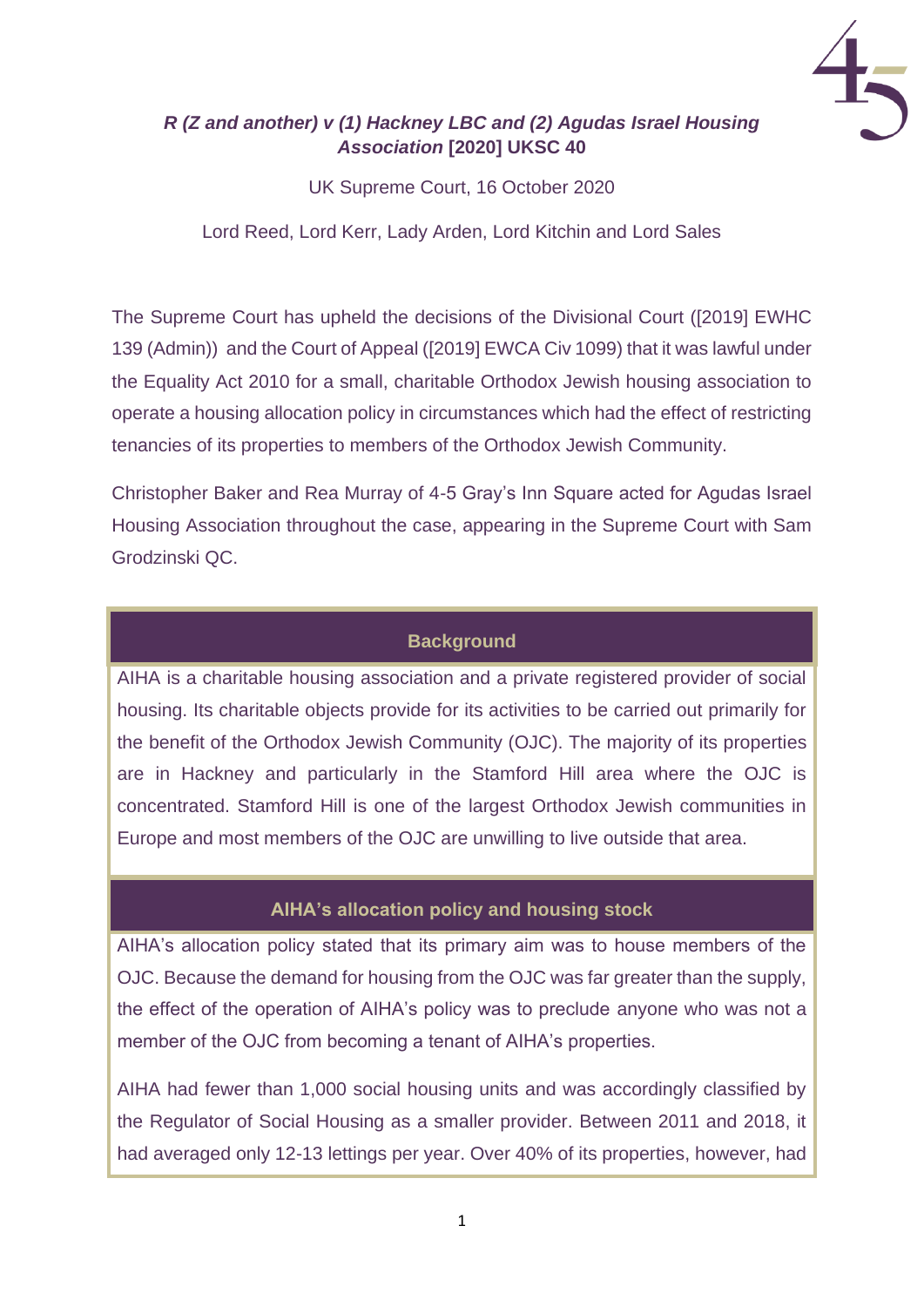***R (Z and another) v (1) Hackney LBC and (2) Agudas Israel Housing Association* [2020] UKSC 40**

UK Supreme Court, 16 October 2020

Lord Reed, Lord Kerr, Lady Arden, Lord Kitchin and Lord Sales

The Supreme Court has upheld the decisions of the Divisional Court ([2019] EWHC 139 (Admin)) and the Court of Appeal ([2019] EWCA Civ 1099) that it was lawful under the Equality Act 2010 for a small, charitable Orthodox Jewish housing association to operate a housing allocation policy in circumstances which had the effect of restricting tenancies of its properties to members of the Orthodox Jewish Community.

Christopher Baker and Rea Murray of 4-5 Gray's Inn Square acted for Agudas Israel Housing Association throughout the case, appearing in the Supreme Court with Sam Grodzinski QC.

## Background

AIHA is a charitable housing association and a private registered provider of social housing. Its charitable objects provide for its activities to be carried out primarily for the benefit of the Orthodox Jewish Community (OJC). The majority of its properties are in Hackney and particularly in the Stamford Hill area where the OJC is concentrated. Stamford Hill is one of the largest Orthodox Jewish communities in Europe and most members of the OJC are unwilling to live outside that area.

## AIHA's allocation policy and housing stock

AIHA's allocation policy stated that its primary aim was to house members of the OJC. Because the demand for housing from the OJC was far greater than the supply, the effect of the operation of AIHA's policy was to preclude anyone who was not a member of the OJC from becoming a tenant of AIHA's properties.

AIHA had fewer than 1,000 social housing units and was accordingly classified by the Regulator of Social Housing as a smaller provider. Between 2011 and 2018, it had averaged only 12-13 lettings per year. Over 40% of its properties, however, had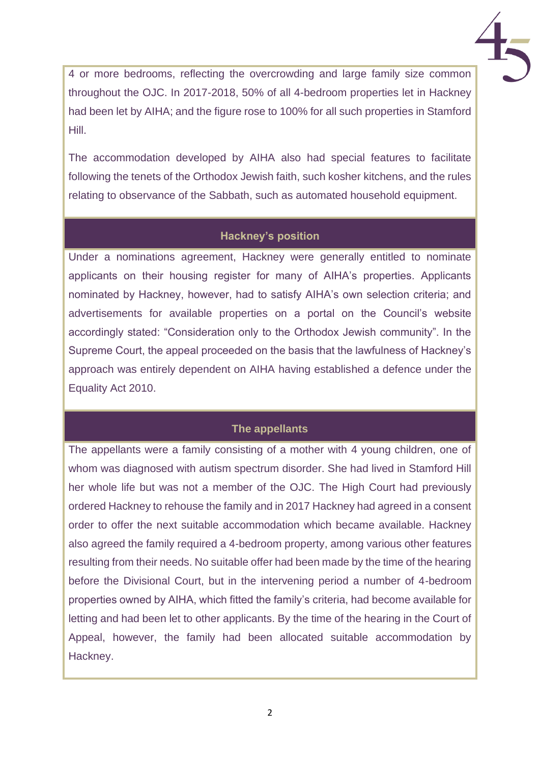4 or more bedrooms, reflecting the overcrowding and large family size common throughout the OJC. In 2017-2018, 50% of all 4-bedroom properties let in Hackney had been let by AIHA; and the figure rose to 100% for all such properties in Stamford Hill.

The accommodation developed by AIHA also had special features to facilitate following the tenets of the Orthodox Jewish faith, such kosher kitchens, and the rules relating to observance of the Sabbath, such as automated household equipment.

## Hackney's position

Under a nominations agreement, Hackney were generally entitled to nominate applicants on their housing register for many of AIHA's properties. Applicants nominated by Hackney, however, had to satisfy AIHA's own selection criteria; and advertisements for available properties on a portal on the Council's website accordingly stated: "Consideration only to the Orthodox Jewish community". In the Supreme Court, the appeal proceeded on the basis that the lawfulness of Hackney's approach was entirely dependent on AIHA having established a defence under the Equality Act 2010.

## The appellants

The appellants were a family consisting of a mother with 4 young children, one of whom was diagnosed with autism spectrum disorder. She had lived in Stamford Hill her whole life but was not a member of the OJC. The High Court had previously ordered Hackney to rehouse the family and in 2017 Hackney had agreed in a consent order to offer the next suitable accommodation which became available. Hackney also agreed the family required a 4-bedroom property, among various other features resulting from their needs. No suitable offer had been made by the time of the hearing before the Divisional Court, but in the intervening period a number of 4-bedroom properties owned by AIHA, which fitted the family's criteria, had become available for letting and had been let to other applicants. By the time of the hearing in the Court of Appeal, however, the family had been allocated suitable accommodation by Hackney.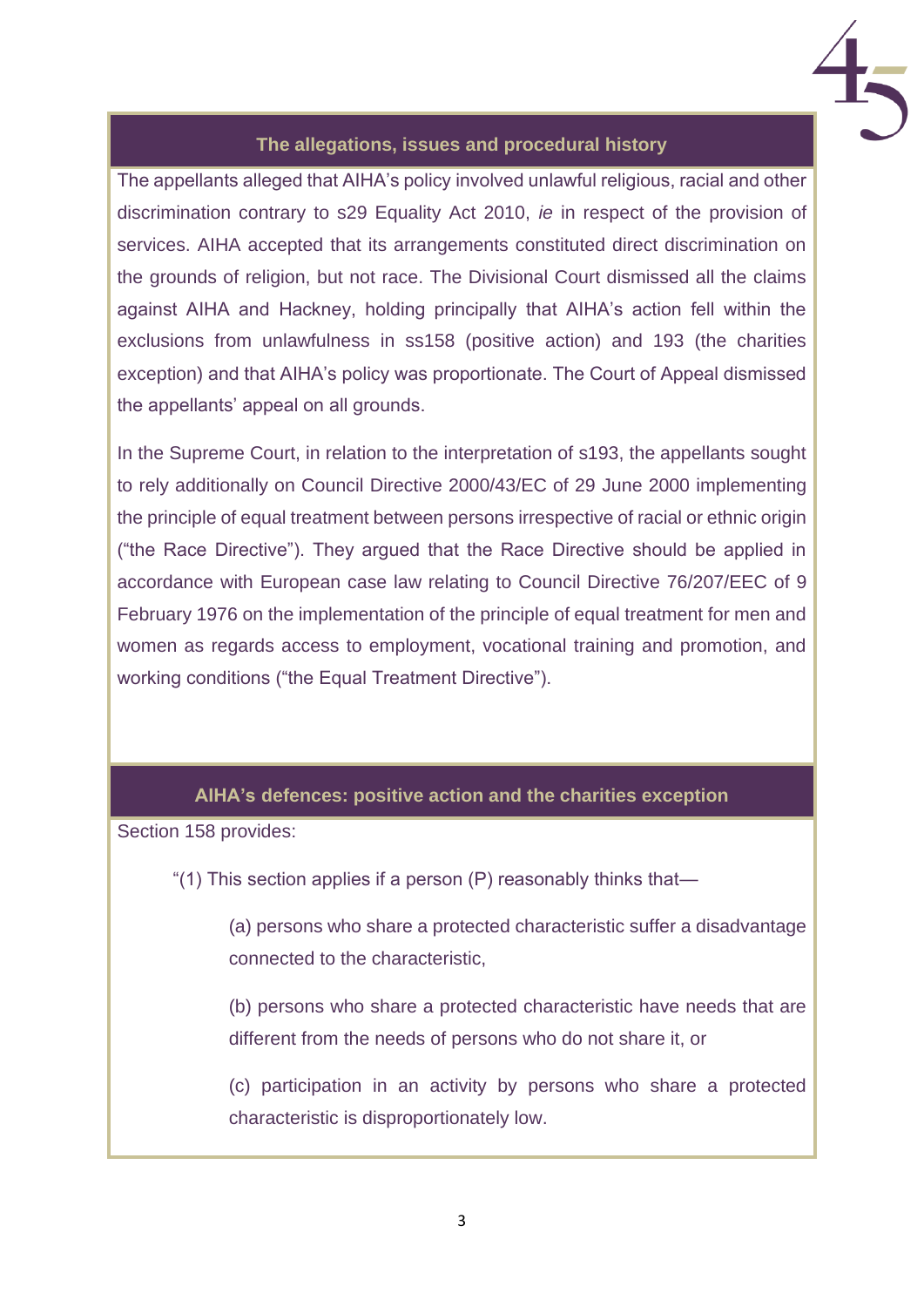## The allegations, issues and procedural history

The appellants alleged that AIHA's policy involved unlawful religious, racial and other discrimination contrary to s29 Equality Act 2010, *ie* in respect of the provision of services. AIHA accepted that its arrangements constituted direct discrimination on the grounds of religion, but not race. The Divisional Court dismissed all the claims against AIHA and Hackney, holding principally that AIHA's action fell within the exclusions from unlawfulness in ss158 (positive action) and 193 (the charities exception) and that AIHA's policy was proportionate. The Court of Appeal dismissed the appellants' appeal on all grounds.

In the Supreme Court, in relation to the interpretation of s193, the appellants sought to rely additionally on Council Directive 2000/43/EC of 29 June 2000 implementing the principle of equal treatment between persons irrespective of racial or ethnic origin ("the Race Directive"). They argued that the Race Directive should be applied in accordance with European case law relating to Council Directive 76/207/EEC of 9 February 1976 on the implementation of the principle of equal treatment for men and women as regards access to employment, vocational training and promotion, and working conditions ("the Equal Treatment Directive").

## AIHA's defences: positive action and the charities exception

Section 158 provides:

> "(1) This section applies if a person (P) reasonably thinks that—
>
> > (a) persons who share a protected characteristic suffer a disadvantage connected to the characteristic,
> >
> > (b) persons who share a protected characteristic have needs that are different from the needs of persons who do not share it, or
> >
> > (c) participation in an activity by persons who share a protected characteristic is disproportionately low.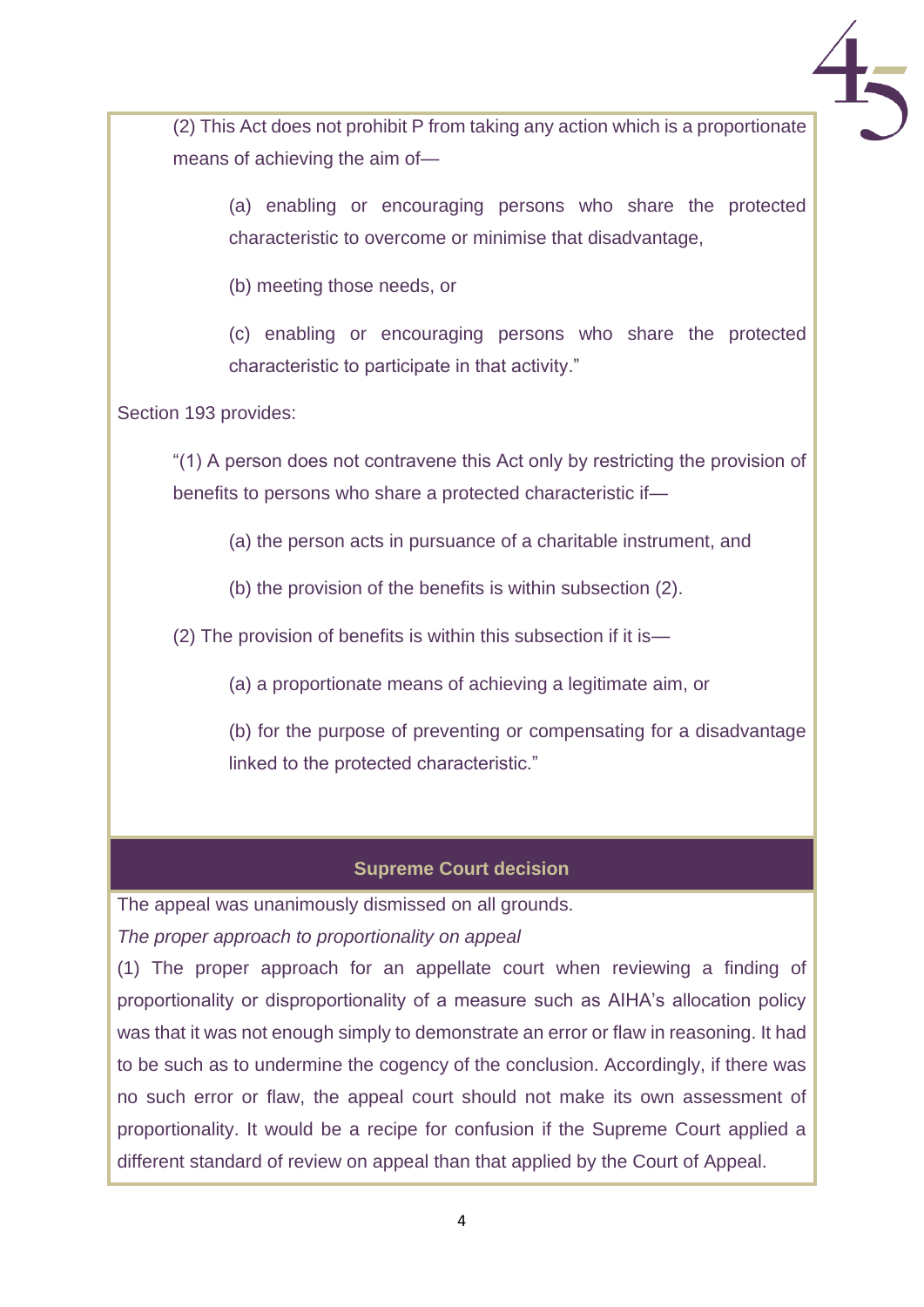(2) This Act does not prohibit P from taking any action which is a proportionate means of achieving the aim of—

(a) enabling or encouraging persons who share the protected characteristic to overcome or minimise that disadvantage,

(b) meeting those needs, or

(c) enabling or encouraging persons who share the protected characteristic to participate in that activity."

Section 193 provides:

"(1) A person does not contravene this Act only by restricting the provision of benefits to persons who share a protected characteristic if—

(a) the person acts in pursuance of a charitable instrument, and

(b) the provision of the benefits is within subsection (2).

(2) The provision of benefits is within this subsection if it is—

(a) a proportionate means of achieving a legitimate aim, or

(b) for the purpose of preventing or compensating for a disadvantage linked to the protected characteristic."

## Supreme Court decision

The appeal was unanimously dismissed on all grounds.

*The proper approach to proportionality on appeal*

(1) The proper approach for an appellate court when reviewing a finding of proportionality or disproportionality of a measure such as AIHA's allocation policy was that it was not enough simply to demonstrate an error or flaw in reasoning. It had to be such as to undermine the cogency of the conclusion. Accordingly, if there was no such error or flaw, the appeal court should not make its own assessment of proportionality. It would be a recipe for confusion if the Supreme Court applied a different standard of review on appeal than that applied by the Court of Appeal.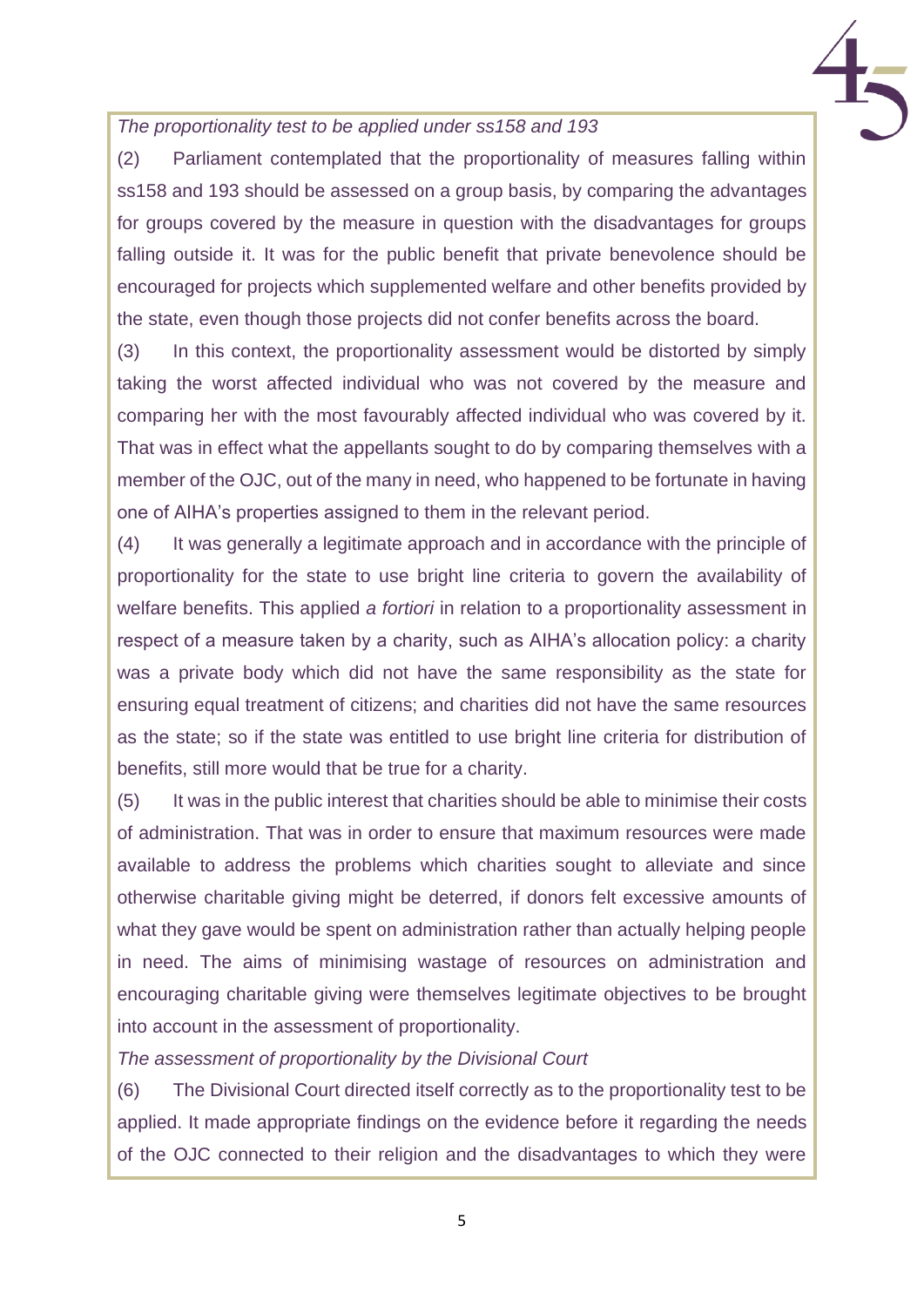*The proportionality test to be applied under ss158 and 193*

(2) Parliament contemplated that the proportionality of measures falling within ss158 and 193 should be assessed on a group basis, by comparing the advantages for groups covered by the measure in question with the disadvantages for groups falling outside it. It was for the public benefit that private benevolence should be encouraged for projects which supplemented welfare and other benefits provided by the state, even though those projects did not confer benefits across the board.

(3) In this context, the proportionality assessment would be distorted by simply taking the worst affected individual who was not covered by the measure and comparing her with the most favourably affected individual who was covered by it. That was in effect what the appellants sought to do by comparing themselves with a member of the OJC, out of the many in need, who happened to be fortunate in having one of AIHA's properties assigned to them in the relevant period.

(4) It was generally a legitimate approach and in accordance with the principle of proportionality for the state to use bright line criteria to govern the availability of welfare benefits. This applied *a fortiori* in relation to a proportionality assessment in respect of a measure taken by a charity, such as AIHA's allocation policy: a charity was a private body which did not have the same responsibility as the state for ensuring equal treatment of citizens; and charities did not have the same resources as the state; so if the state was entitled to use bright line criteria for distribution of benefits, still more would that be true for a charity.

(5) It was in the public interest that charities should be able to minimise their costs of administration. That was in order to ensure that maximum resources were made available to address the problems which charities sought to alleviate and since otherwise charitable giving might be deterred, if donors felt excessive amounts of what they gave would be spent on administration rather than actually helping people in need. The aims of minimising wastage of resources on administration and encouraging charitable giving were themselves legitimate objectives to be brought into account in the assessment of proportionality.

*The assessment of proportionality by the Divisional Court*

(6) The Divisional Court directed itself correctly as to the proportionality test to be applied. It made appropriate findings on the evidence before it regarding the needs of the OJC connected to their religion and the disadvantages to which they were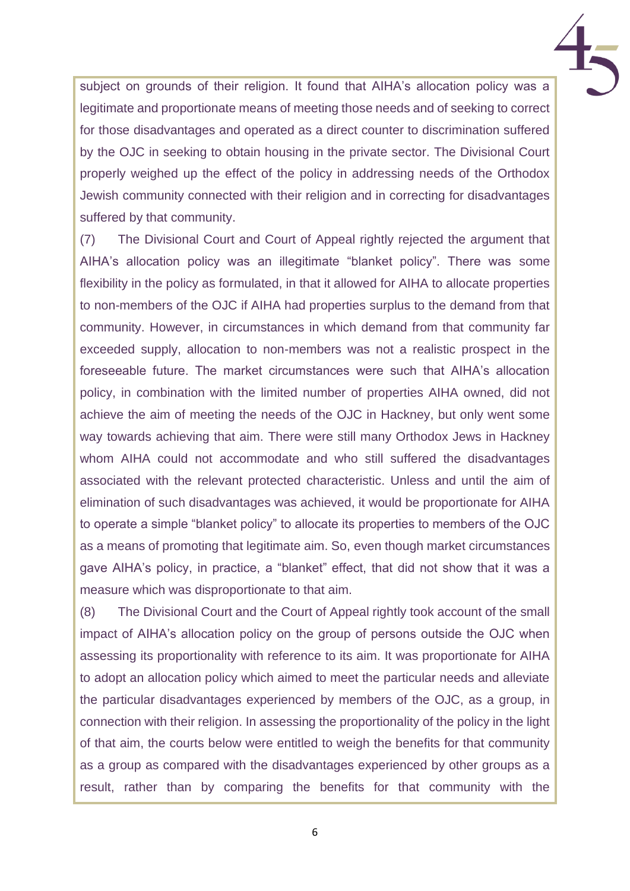subject on grounds of their religion. It found that AIHA's allocation policy was a legitimate and proportionate means of meeting those needs and of seeking to correct for those disadvantages and operated as a direct counter to discrimination suffered by the OJC in seeking to obtain housing in the private sector. The Divisional Court properly weighed up the effect of the policy in addressing needs of the Orthodox Jewish community connected with their religion and in correcting for disadvantages suffered by that community.

(7) The Divisional Court and Court of Appeal rightly rejected the argument that AIHA's allocation policy was an illegitimate "blanket policy". There was some flexibility in the policy as formulated, in that it allowed for AIHA to allocate properties to non-members of the OJC if AIHA had properties surplus to the demand from that community. However, in circumstances in which demand from that community far exceeded supply, allocation to non-members was not a realistic prospect in the foreseeable future. The market circumstances were such that AIHA's allocation policy, in combination with the limited number of properties AIHA owned, did not achieve the aim of meeting the needs of the OJC in Hackney, but only went some way towards achieving that aim. There were still many Orthodox Jews in Hackney whom AIHA could not accommodate and who still suffered the disadvantages associated with the relevant protected characteristic. Unless and until the aim of elimination of such disadvantages was achieved, it would be proportionate for AIHA to operate a simple "blanket policy" to allocate its properties to members of the OJC as a means of promoting that legitimate aim. So, even though market circumstances gave AIHA's policy, in practice, a "blanket" effect, that did not show that it was a measure which was disproportionate to that aim.

(8) The Divisional Court and the Court of Appeal rightly took account of the small impact of AIHA's allocation policy on the group of persons outside the OJC when assessing its proportionality with reference to its aim. It was proportionate for AIHA to adopt an allocation policy which aimed to meet the particular needs and alleviate the particular disadvantages experienced by members of the OJC, as a group, in connection with their religion. In assessing the proportionality of the policy in the light of that aim, the courts below were entitled to weigh the benefits for that community as a group as compared with the disadvantages experienced by other groups as a result, rather than by comparing the benefits for that community with the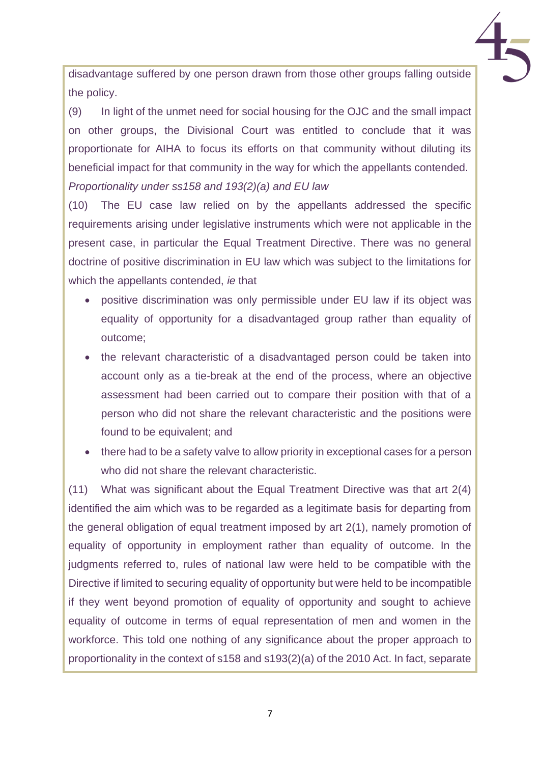disadvantage suffered by one person drawn from those other groups falling outside the policy.

(9) In light of the unmet need for social housing for the OJC and the small impact on other groups, the Divisional Court was entitled to conclude that it was proportionate for AIHA to focus its efforts on that community without diluting its beneficial impact for that community in the way for which the appellants contended.

*Proportionality under ss158 and 193(2)(a) and EU law*

(10) The EU case law relied on by the appellants addressed the specific requirements arising under legislative instruments which were not applicable in the present case, in particular the Equal Treatment Directive. There was no general doctrine of positive discrimination in EU law which was subject to the limitations for which the appellants contended, *ie* that

- positive discrimination was only permissible under EU law if its object was equality of opportunity for a disadvantaged group rather than equality of outcome;
- the relevant characteristic of a disadvantaged person could be taken into account only as a tie-break at the end of the process, where an objective assessment had been carried out to compare their position with that of a person who did not share the relevant characteristic and the positions were found to be equivalent; and
- there had to be a safety valve to allow priority in exceptional cases for a person who did not share the relevant characteristic.

(11) What was significant about the Equal Treatment Directive was that art 2(4) identified the aim which was to be regarded as a legitimate basis for departing from the general obligation of equal treatment imposed by art 2(1), namely promotion of equality of opportunity in employment rather than equality of outcome. In the judgments referred to, rules of national law were held to be compatible with the Directive if limited to securing equality of opportunity but were held to be incompatible if they went beyond promotion of equality of opportunity and sought to achieve equality of outcome in terms of equal representation of men and women in the workforce. This told one nothing of any significance about the proper approach to proportionality in the context of s158 and s193(2)(a) of the 2010 Act. In fact, separate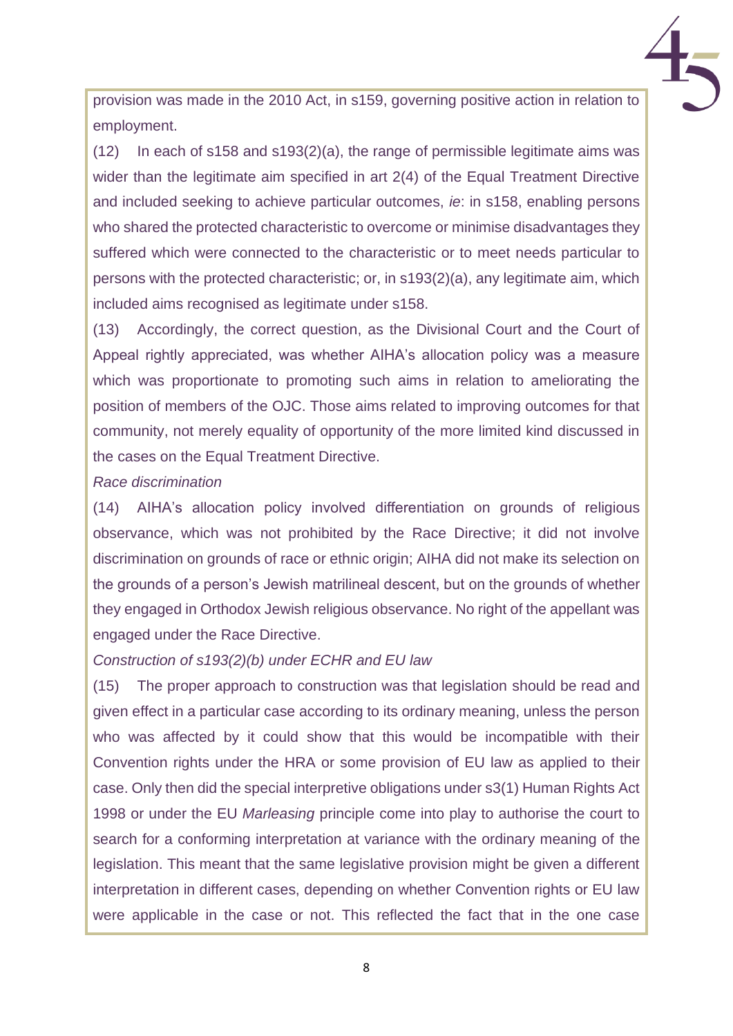provision was made in the 2010 Act, in s159, governing positive action in relation to employment.

(12) In each of s158 and s193(2)(a), the range of permissible legitimate aims was wider than the legitimate aim specified in art 2(4) of the Equal Treatment Directive and included seeking to achieve particular outcomes, *ie*: in s158, enabling persons who shared the protected characteristic to overcome or minimise disadvantages they suffered which were connected to the characteristic or to meet needs particular to persons with the protected characteristic; or, in s193(2)(a), any legitimate aim, which included aims recognised as legitimate under s158.

(13) Accordingly, the correct question, as the Divisional Court and the Court of Appeal rightly appreciated, was whether AIHA's allocation policy was a measure which was proportionate to promoting such aims in relation to ameliorating the position of members of the OJC. Those aims related to improving outcomes for that community, not merely equality of opportunity of the more limited kind discussed in the cases on the Equal Treatment Directive.

*Race discrimination*

(14) AIHA's allocation policy involved differentiation on grounds of religious observance, which was not prohibited by the Race Directive; it did not involve discrimination on grounds of race or ethnic origin; AIHA did not make its selection on the grounds of a person's Jewish matrilineal descent, but on the grounds of whether they engaged in Orthodox Jewish religious observance. No right of the appellant was engaged under the Race Directive.

*Construction of s193(2)(b) under ECHR and EU law*

(15) The proper approach to construction was that legislation should be read and given effect in a particular case according to its ordinary meaning, unless the person who was affected by it could show that this would be incompatible with their Convention rights under the HRA or some provision of EU law as applied to their case. Only then did the special interpretive obligations under s3(1) Human Rights Act 1998 or under the EU *Marleasing* principle come into play to authorise the court to search for a conforming interpretation at variance with the ordinary meaning of the legislation. This meant that the same legislative provision might be given a different interpretation in different cases, depending on whether Convention rights or EU law were applicable in the case or not. This reflected the fact that in the one case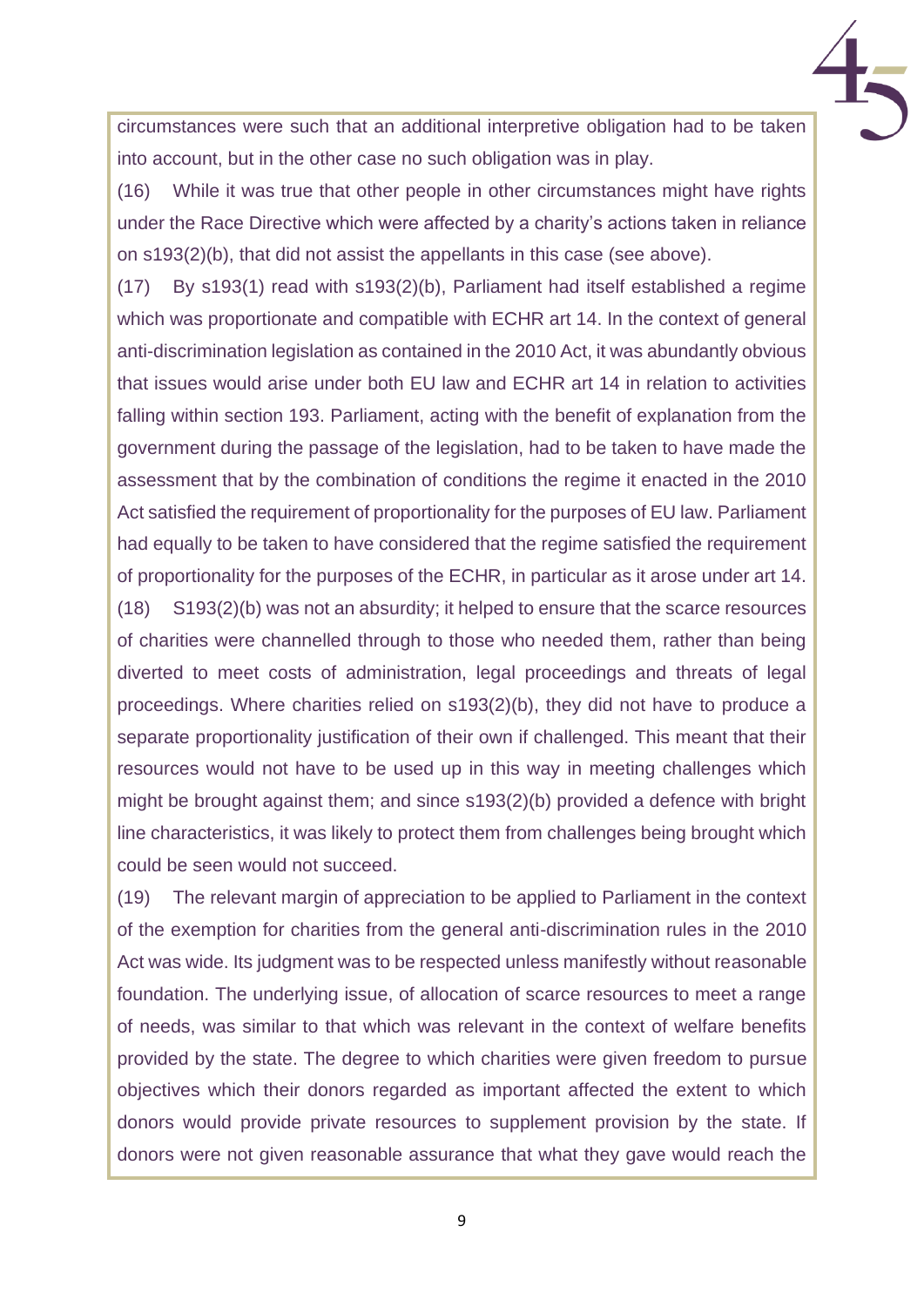circumstances were such that an additional interpretive obligation had to be taken into account, but in the other case no such obligation was in play.

(16) While it was true that other people in other circumstances might have rights under the Race Directive which were affected by a charity's actions taken in reliance on s193(2)(b), that did not assist the appellants in this case (see above).

(17) By s193(1) read with s193(2)(b), Parliament had itself established a regime which was proportionate and compatible with ECHR art 14. In the context of general anti-discrimination legislation as contained in the 2010 Act, it was abundantly obvious that issues would arise under both EU law and ECHR art 14 in relation to activities falling within section 193. Parliament, acting with the benefit of explanation from the government during the passage of the legislation, had to be taken to have made the assessment that by the combination of conditions the regime it enacted in the 2010 Act satisfied the requirement of proportionality for the purposes of EU law. Parliament had equally to be taken to have considered that the regime satisfied the requirement of proportionality for the purposes of the ECHR, in particular as it arose under art 14.

(18) S193(2)(b) was not an absurdity; it helped to ensure that the scarce resources of charities were channelled through to those who needed them, rather than being diverted to meet costs of administration, legal proceedings and threats of legal proceedings. Where charities relied on s193(2)(b), they did not have to produce a separate proportionality justification of their own if challenged. This meant that their resources would not have to be used up in this way in meeting challenges which might be brought against them; and since s193(2)(b) provided a defence with bright line characteristics, it was likely to protect them from challenges being brought which could be seen would not succeed.

(19) The relevant margin of appreciation to be applied to Parliament in the context of the exemption for charities from the general anti-discrimination rules in the 2010 Act was wide. Its judgment was to be respected unless manifestly without reasonable foundation. The underlying issue, of allocation of scarce resources to meet a range of needs, was similar to that which was relevant in the context of welfare benefits provided by the state. The degree to which charities were given freedom to pursue objectives which their donors regarded as important affected the extent to which donors would provide private resources to supplement provision by the state. If donors were not given reasonable assurance that what they gave would reach the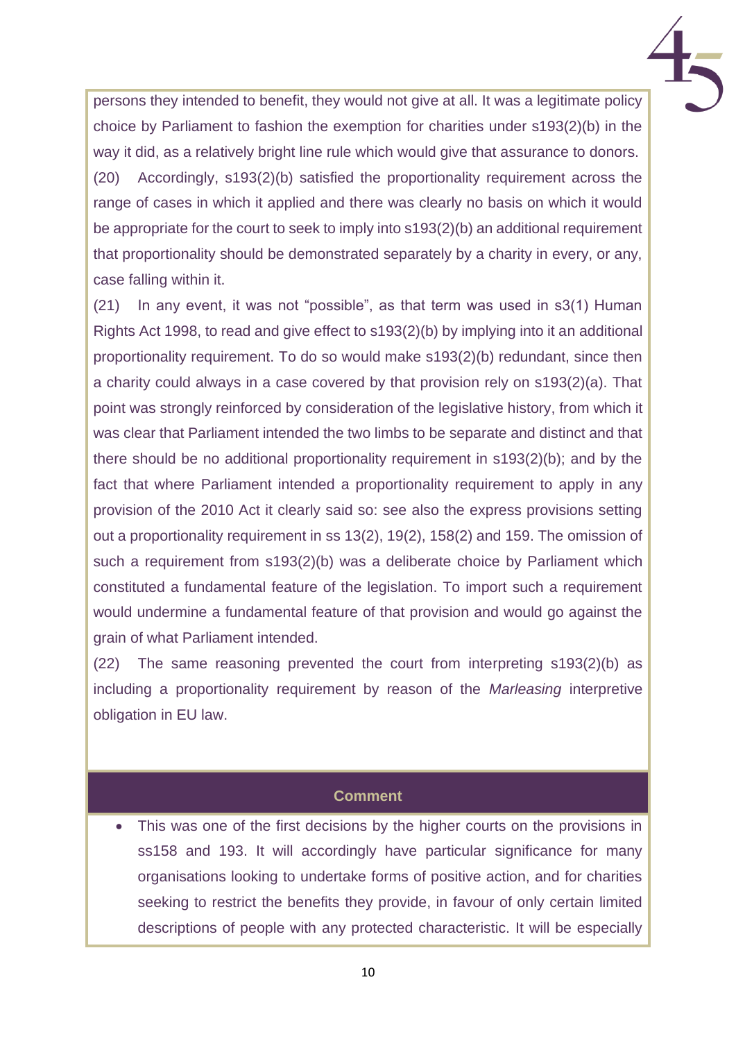persons they intended to benefit, they would not give at all. It was a legitimate policy choice by Parliament to fashion the exemption for charities under s193(2)(b) in the way it did, as a relatively bright line rule which would give that assurance to donors.

(20) Accordingly, s193(2)(b) satisfied the proportionality requirement across the range of cases in which it applied and there was clearly no basis on which it would be appropriate for the court to seek to imply into s193(2)(b) an additional requirement that proportionality should be demonstrated separately by a charity in every, or any, case falling within it.

(21) In any event, it was not "possible", as that term was used in s3(1) Human Rights Act 1998, to read and give effect to s193(2)(b) by implying into it an additional proportionality requirement. To do so would make s193(2)(b) redundant, since then a charity could always in a case covered by that provision rely on s193(2)(a). That point was strongly reinforced by consideration of the legislative history, from which it was clear that Parliament intended the two limbs to be separate and distinct and that there should be no additional proportionality requirement in s193(2)(b); and by the fact that where Parliament intended a proportionality requirement to apply in any provision of the 2010 Act it clearly said so: see also the express provisions setting out a proportionality requirement in ss 13(2), 19(2), 158(2) and 159. The omission of such a requirement from s193(2)(b) was a deliberate choice by Parliament which constituted a fundamental feature of the legislation. To import such a requirement would undermine a fundamental feature of that provision and would go against the grain of what Parliament intended.

(22) The same reasoning prevented the court from interpreting s193(2)(b) as including a proportionality requirement by reason of the *Marleasing* interpretive obligation in EU law.

**Comment**

- This was one of the first decisions by the higher courts on the provisions in ss158 and 193. It will accordingly have particular significance for many organisations looking to undertake forms of positive action, and for charities seeking to restrict the benefits they provide, in favour of only certain limited descriptions of people with any protected characteristic. It will be especially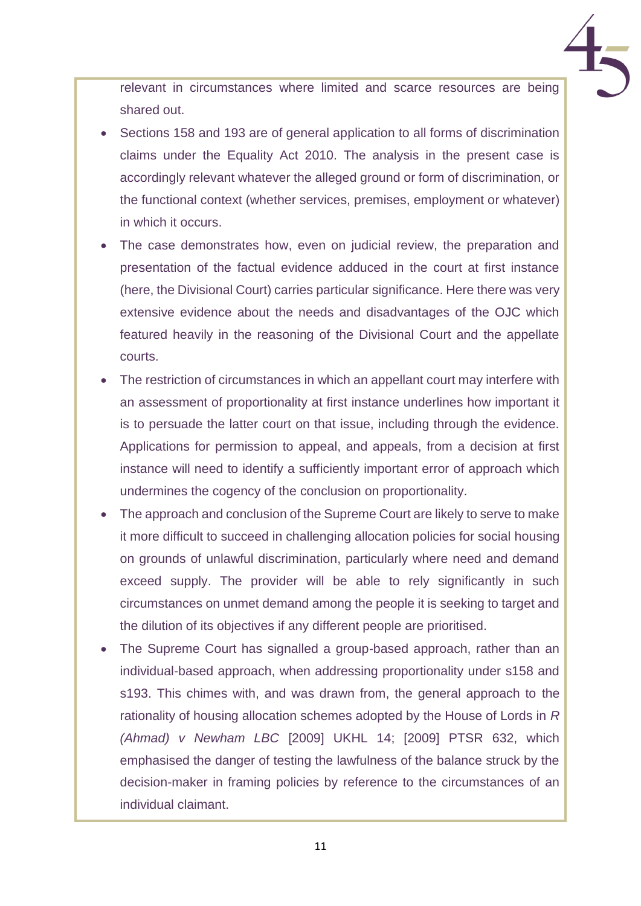relevant in circumstances where limited and scarce resources are being shared out.

- Sections 158 and 193 are of general application to all forms of discrimination claims under the Equality Act 2010. The analysis in the present case is accordingly relevant whatever the alleged ground or form of discrimination, or the functional context (whether services, premises, employment or whatever) in which it occurs.
- The case demonstrates how, even on judicial review, the preparation and presentation of the factual evidence adduced in the court at first instance (here, the Divisional Court) carries particular significance. Here there was very extensive evidence about the needs and disadvantages of the OJC which featured heavily in the reasoning of the Divisional Court and the appellate courts.
- The restriction of circumstances in which an appellant court may interfere with an assessment of proportionality at first instance underlines how important it is to persuade the latter court on that issue, including through the evidence. Applications for permission to appeal, and appeals, from a decision at first instance will need to identify a sufficiently important error of approach which undermines the cogency of the conclusion on proportionality.
- The approach and conclusion of the Supreme Court are likely to serve to make it more difficult to succeed in challenging allocation policies for social housing on grounds of unlawful discrimination, particularly where need and demand exceed supply. The provider will be able to rely significantly in such circumstances on unmet demand among the people it is seeking to target and the dilution of its objectives if any different people are prioritised.
- The Supreme Court has signalled a group-based approach, rather than an individual-based approach, when addressing proportionality under s158 and s193. This chimes with, and was drawn from, the general approach to the rationality of housing allocation schemes adopted by the House of Lords in *R (Ahmad) v Newham LBC* [2009] UKHL 14; [2009] PTSR 632, which emphasised the danger of testing the lawfulness of the balance struck by the decision-maker in framing policies by reference to the circumstances of an individual claimant.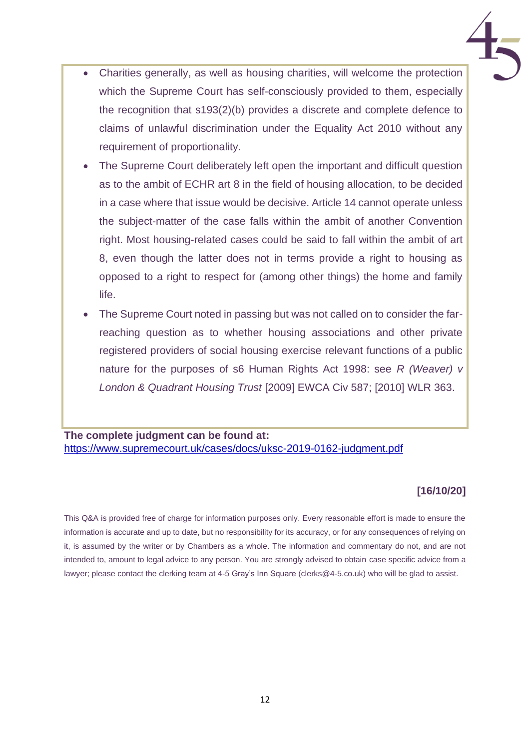- Charities generally, as well as housing charities, will welcome the protection which the Supreme Court has self-consciously provided to them, especially the recognition that s193(2)(b) provides a discrete and complete defence to claims of unlawful discrimination under the Equality Act 2010 without any requirement of proportionality.
- The Supreme Court deliberately left open the important and difficult question as to the ambit of ECHR art 8 in the field of housing allocation, to be decided in a case where that issue would be decisive. Article 14 cannot operate unless the subject-matter of the case falls within the ambit of another Convention right. Most housing-related cases could be said to fall within the ambit of art 8, even though the latter does not in terms provide a right to housing as opposed to a right to respect for (among other things) the home and family life.
- The Supreme Court noted in passing but was not called on to consider the far-reaching question as to whether housing associations and other private registered providers of social housing exercise relevant functions of a public nature for the purposes of s6 Human Rights Act 1998: see *R (Weaver) v London & Quadrant Housing Trust* [2009] EWCA Civ 587; [2010] WLR 363.

**The complete judgment can be found at:**
https://www.supremecourt.uk/cases/docs/uksc-2019-0162-judgment.pdf

**[16/10/20]**

This Q&A is provided free of charge for information purposes only. Every reasonable effort is made to ensure the information is accurate and up to date, but no responsibility for its accuracy, or for any consequences of relying on it, is assumed by the writer or by Chambers as a whole. The information and commentary do not, and are not intended to, amount to legal advice to any person. You are strongly advised to obtain case specific advice from a lawyer; please contact the clerking team at 4-5 Gray's Inn Square (clerks@4-5.co.uk) who will be glad to assist.